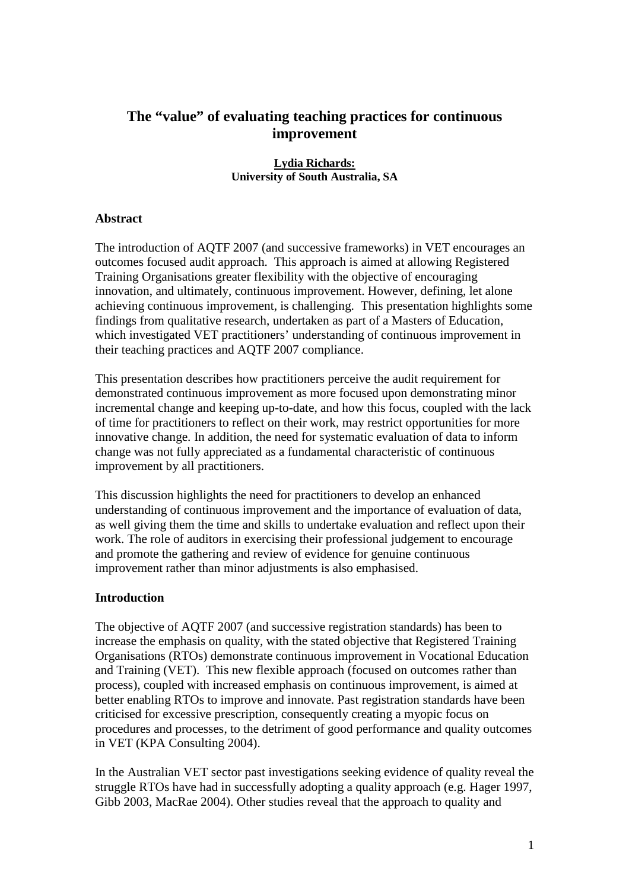# The “value” of evaluating teaching practices for continuous improvement

**Lydia Richards:**
**University of South Australia, SA**

## Abstract

The introduction of AQTF 2007 (and successive frameworks) in VET encourages an outcomes focused audit approach. This approach is aimed at allowing Registered Training Organisations greater flexibility with the objective of encouraging innovation, and ultimately, continuous improvement. However, defining, let alone achieving continuous improvement, is challenging. This presentation highlights some findings from qualitative research, undertaken as part of a Masters of Education, which investigated VET practitioners’ understanding of continuous improvement in their teaching practices and AQTF 2007 compliance.

This presentation describes how practitioners perceive the audit requirement for demonstrated continuous improvement as more focused upon demonstrating minor incremental change and keeping up-to-date, and how this focus, coupled with the lack of time for practitioners to reflect on their work, may restrict opportunities for more innovative change. In addition, the need for systematic evaluation of data to inform change was not fully appreciated as a fundamental characteristic of continuous improvement by all practitioners.

This discussion highlights the need for practitioners to develop an enhanced understanding of continuous improvement and the importance of evaluation of data, as well giving them the time and skills to undertake evaluation and reflect upon their work. The role of auditors in exercising their professional judgement to encourage and promote the gathering and review of evidence for genuine continuous improvement rather than minor adjustments is also emphasised.

## Introduction

The objective of AQTF 2007 (and successive registration standards) has been to increase the emphasis on quality, with the stated objective that Registered Training Organisations (RTOs) demonstrate continuous improvement in Vocational Education and Training (VET). This new flexible approach (focused on outcomes rather than process), coupled with increased emphasis on continuous improvement, is aimed at better enabling RTOs to improve and innovate. Past registration standards have been criticised for excessive prescription, consequently creating a myopic focus on procedures and processes, to the detriment of good performance and quality outcomes in VET (KPA Consulting 2004).

In the Australian VET sector past investigations seeking evidence of quality reveal the struggle RTOs have had in successfully adopting a quality approach (e.g. Hager 1997, Gibb 2003, MacRae 2004). Other studies reveal that the approach to quality and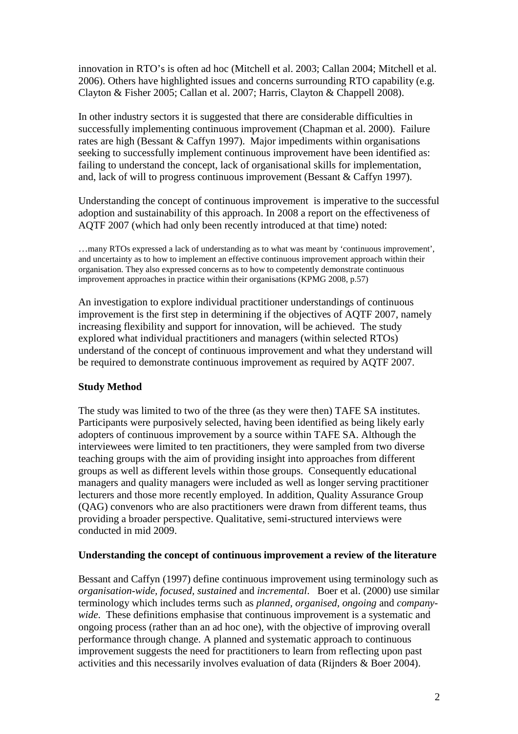innovation in RTO's is often ad hoc (Mitchell et al. 2003; Callan 2004; Mitchell et al. 2006). Others have highlighted issues and concerns surrounding RTO capability (e.g. Clayton & Fisher 2005; Callan et al. 2007; Harris, Clayton & Chappell 2008).

In other industry sectors it is suggested that there are considerable difficulties in successfully implementing continuous improvement (Chapman et al. 2000). Failure rates are high (Bessant & Caffyn 1997). Major impediments within organisations seeking to successfully implement continuous improvement have been identified as: failing to understand the concept, lack of organisational skills for implementation, and, lack of will to progress continuous improvement (Bessant & Caffyn 1997).

Understanding the concept of continuous improvement is imperative to the successful adoption and sustainability of this approach. In 2008 a report on the effectiveness of AQTF 2007 (which had only been recently introduced at that time) noted:

> …many RTOs expressed a lack of understanding as to what was meant by 'continuous improvement', and uncertainty as to how to implement an effective continuous improvement approach within their organisation. They also expressed concerns as to how to competently demonstrate continuous improvement approaches in practice within their organisations (KPMG 2008, p.57)

An investigation to explore individual practitioner understandings of continuous improvement is the first step in determining if the objectives of AQTF 2007, namely increasing flexibility and support for innovation, will be achieved. The study explored what individual practitioners and managers (within selected RTOs) understand of the concept of continuous improvement and what they understand will be required to demonstrate continuous improvement as required by AQTF 2007.

**Study Method**

The study was limited to two of the three (as they were then) TAFE SA institutes. Participants were purposively selected, having been identified as being likely early adopters of continuous improvement by a source within TAFE SA. Although the interviewees were limited to ten practitioners, they were sampled from two diverse teaching groups with the aim of providing insight into approaches from different groups as well as different levels within those groups. Consequently educational managers and quality managers were included as well as longer serving practitioner lecturers and those more recently employed. In addition, Quality Assurance Group (QAG) convenors who are also practitioners were drawn from different teams, thus providing a broader perspective. Qualitative, semi-structured interviews were conducted in mid 2009.

**Understanding the concept of continuous improvement a review of the literature**

Bessant and Caffyn (1997) define continuous improvement using terminology such as *organisation-wide*, *focused*, *sustained* and *incremental*. Boer et al. (2000) use similar terminology which includes terms such as *planned*, *organised*, *ongoing* and *company-wide*. These definitions emphasise that continuous improvement is a systematic and ongoing process (rather than an ad hoc one), with the objective of improving overall performance through change. A planned and systematic approach to continuous improvement suggests the need for practitioners to learn from reflecting upon past activities and this necessarily involves evaluation of data (Rijnders & Boer 2004).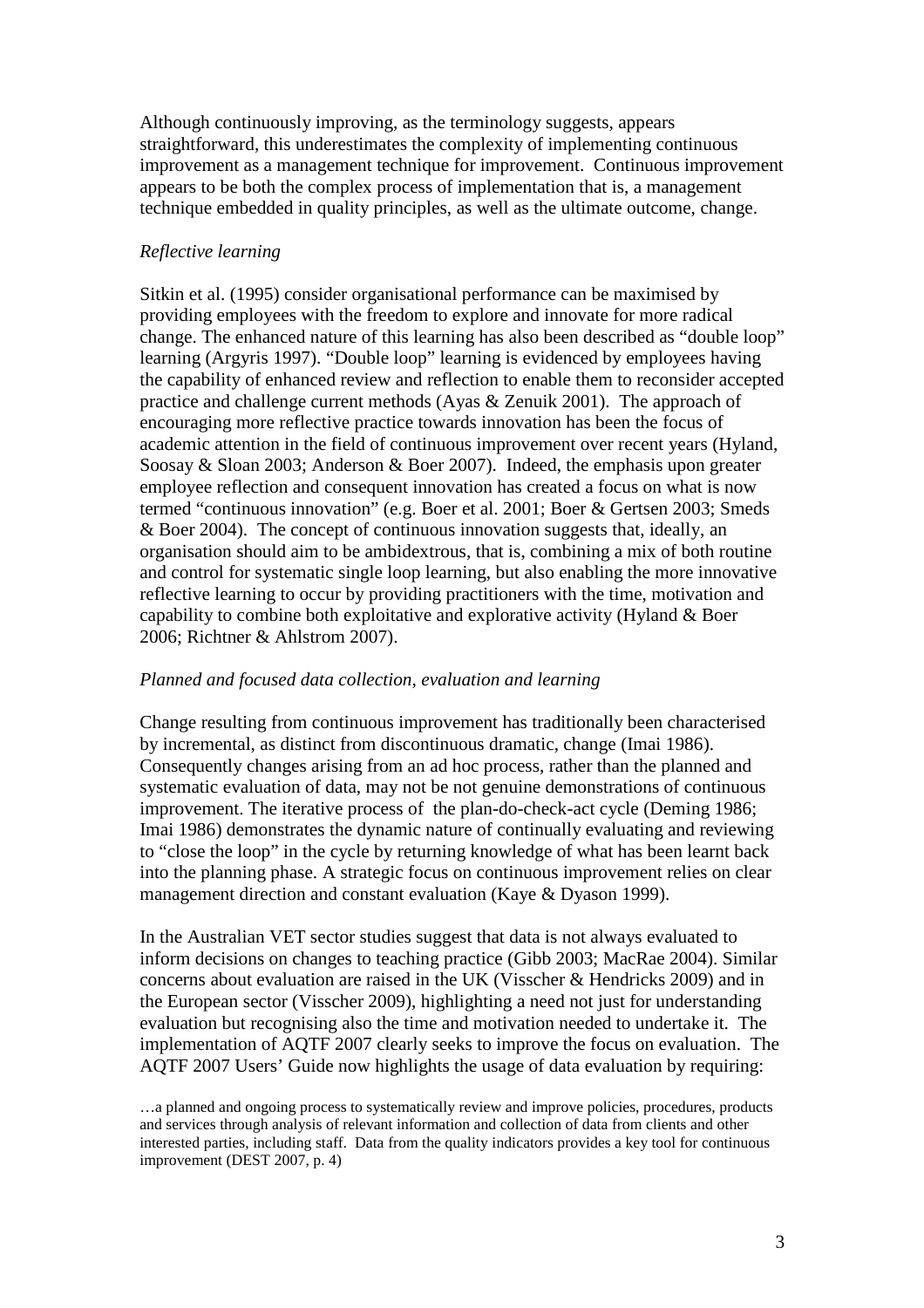Although continuously improving, as the terminology suggests, appears straightforward, this underestimates the complexity of implementing continuous improvement as a management technique for improvement. Continuous improvement appears to be both the complex process of implementation that is, a management technique embedded in quality principles, as well as the ultimate outcome, change.

*Reflective learning*

Sitkin et al. (1995) consider organisational performance can be maximised by providing employees with the freedom to explore and innovate for more radical change. The enhanced nature of this learning has also been described as "double loop" learning (Argyris 1997). "Double loop" learning is evidenced by employees having the capability of enhanced review and reflection to enable them to reconsider accepted practice and challenge current methods (Ayas & Zenuik 2001). The approach of encouraging more reflective practice towards innovation has been the focus of academic attention in the field of continuous improvement over recent years (Hyland, Soosay & Sloan 2003; Anderson & Boer 2007). Indeed, the emphasis upon greater employee reflection and consequent innovation has created a focus on what is now termed "continuous innovation" (e.g. Boer et al. 2001; Boer & Gertsen 2003; Smeds & Boer 2004). The concept of continuous innovation suggests that, ideally, an organisation should aim to be ambidextrous, that is, combining a mix of both routine and control for systematic single loop learning, but also enabling the more innovative reflective learning to occur by providing practitioners with the time, motivation and capability to combine both exploitative and explorative activity (Hyland & Boer 2006; Richtner & Ahlstrom 2007).

*Planned and focused data collection, evaluation and learning*

Change resulting from continuous improvement has traditionally been characterised by incremental, as distinct from discontinuous dramatic, change (Imai 1986). Consequently changes arising from an ad hoc process, rather than the planned and systematic evaluation of data, may not be not genuine demonstrations of continuous improvement. The iterative process of the plan-do-check-act cycle (Deming 1986; Imai 1986) demonstrates the dynamic nature of continually evaluating and reviewing to "close the loop" in the cycle by returning knowledge of what has been learnt back into the planning phase. A strategic focus on continuous improvement relies on clear management direction and constant evaluation (Kaye & Dyason 1999).

In the Australian VET sector studies suggest that data is not always evaluated to inform decisions on changes to teaching practice (Gibb 2003; MacRae 2004). Similar concerns about evaluation are raised in the UK (Visscher & Hendricks 2009) and in the European sector (Visscher 2009), highlighting a need not just for understanding evaluation but recognising also the time and motivation needed to undertake it. The implementation of AQTF 2007 clearly seeks to improve the focus on evaluation. The AQTF 2007 Users' Guide now highlights the usage of data evaluation by requiring:

> …a planned and ongoing process to systematically review and improve policies, procedures, products and services through analysis of relevant information and collection of data from clients and other interested parties, including staff. Data from the quality indicators provides a key tool for continuous improvement (DEST 2007, p. 4)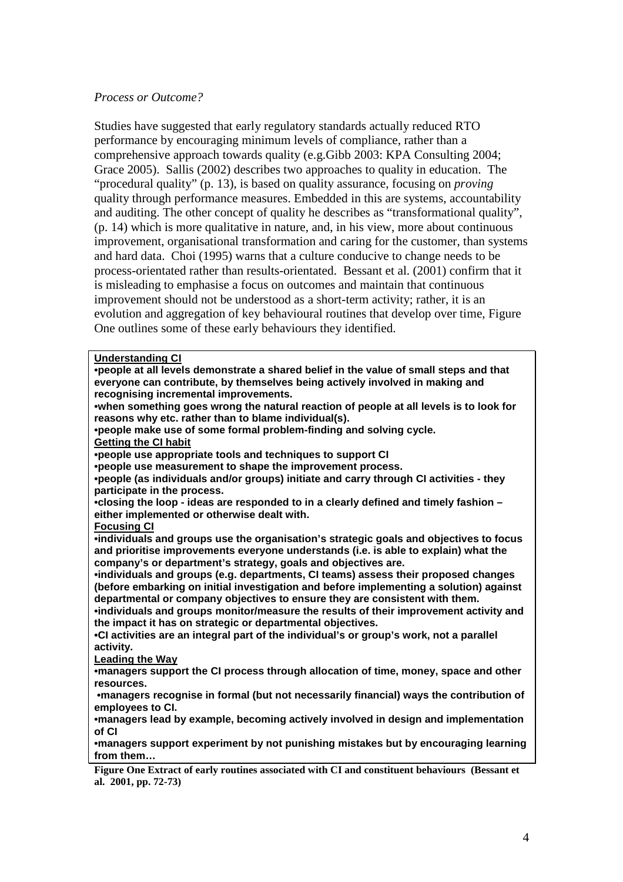*Process or Outcome?*

Studies have suggested that early regulatory standards actually reduced RTO performance by encouraging minimum levels of compliance, rather than a comprehensive approach towards quality (e.g.Gibb 2003: KPA Consulting 2004; Grace 2005). Sallis (2002) describes two approaches to quality in education. The "procedural quality" (p. 13), is based on quality assurance, focusing on *proving* quality through performance measures. Embedded in this are systems, accountability and auditing. The other concept of quality he describes as "transformational quality", (p. 14) which is more qualitative in nature, and, in his view, more about continuous improvement, organisational transformation and caring for the customer, than systems and hard data. Choi (1995) warns that a culture conducive to change needs to be process-orientated rather than results-orientated. Bessant et al. (2001) confirm that it is misleading to emphasise a focus on outcomes and maintain that continuous improvement should not be understood as a short-term activity; rather, it is an evolution and aggregation of key behavioural routines that develop over time, Figure One outlines some of these early behaviours they identified.

**Understanding CI**

**•people at all levels demonstrate a shared belief in the value of small steps and that everyone can contribute, by themselves being actively involved in making and recognising incremental improvements.**

**•when something goes wrong the natural reaction of people at all levels is to look for reasons why etc. rather than to blame individual(s).**

**•people make use of some formal problem-finding and solving cycle.**

**Getting the CI habit**

**•people use appropriate tools and techniques to support CI**

**•people use measurement to shape the improvement process.**

**•people (as individuals and/or groups) initiate and carry through CI activities - they participate in the process.**

**•closing the loop - ideas are responded to in a clearly defined and timely fashion – either implemented or otherwise dealt with.**

**Focusing CI**

**•individuals and groups use the organisation's strategic goals and objectives to focus and prioritise improvements everyone understands (i.e. is able to explain) what the company's or department's strategy, goals and objectives are.**

**•individuals and groups (e.g. departments, CI teams) assess their proposed changes (before embarking on initial investigation and before implementing a solution) against departmental or company objectives to ensure they are consistent with them.**

**•individuals and groups monitor/measure the results of their improvement activity and the impact it has on strategic or departmental objectives.**

**•CI activities are an integral part of the individual's or group's work, not a parallel activity.**

**Leading the Way**

**•managers support the CI process through allocation of time, money, space and other resources.**

**•managers recognise in formal (but not necessarily financial) ways the contribution of employees to CI.**

**•managers lead by example, becoming actively involved in design and implementation of CI**

**•managers support experiment by not punishing mistakes but by encouraging learning from them…**

**Figure One Extract of early routines associated with CI and constituent behaviours (Bessant et al. 2001, pp. 72-73)**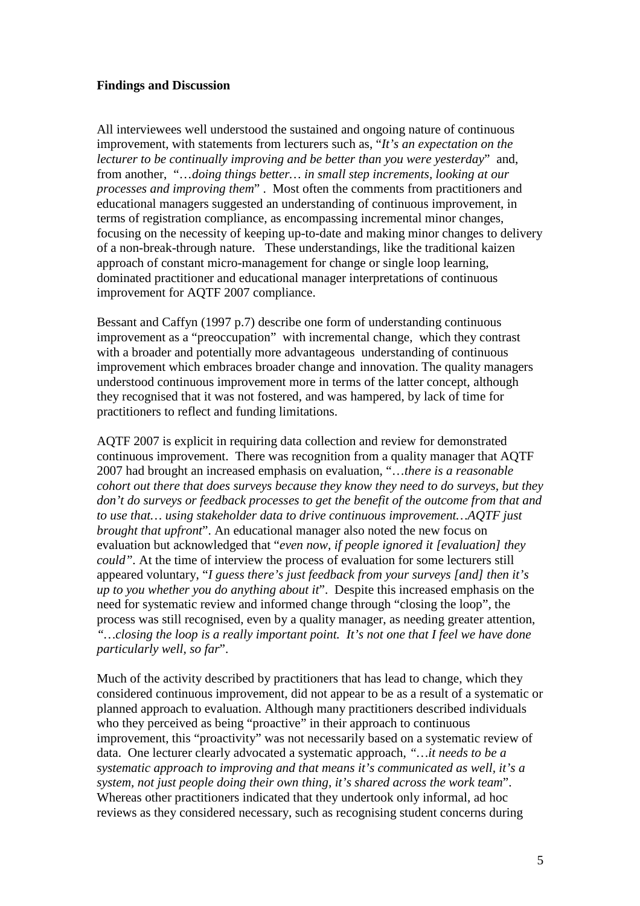**Findings and Discussion**

All interviewees well understood the sustained and ongoing nature of continuous improvement, with statements from lecturers such as, "*It's an expectation on the lecturer to be continually improving and be better than you were yesterday*" and, from another, "*…doing things better… in small step increments, looking at our processes and improving them*" . Most often the comments from practitioners and educational managers suggested an understanding of continuous improvement, in terms of registration compliance, as encompassing incremental minor changes, focusing on the necessity of keeping up-to-date and making minor changes to delivery of a non-break-through nature. These understandings, like the traditional kaizen approach of constant micro-management for change or single loop learning, dominated practitioner and educational manager interpretations of continuous improvement for AQTF 2007 compliance.

Bessant and Caffyn (1997 p.7) describe one form of understanding continuous improvement as a "preoccupation" with incremental change, which they contrast with a broader and potentially more advantageous understanding of continuous improvement which embraces broader change and innovation. The quality managers understood continuous improvement more in terms of the latter concept, although they recognised that it was not fostered, and was hampered, by lack of time for practitioners to reflect and funding limitations.

AQTF 2007 is explicit in requiring data collection and review for demonstrated continuous improvement. There was recognition from a quality manager that AQTF 2007 had brought an increased emphasis on evaluation, "*…there is a reasonable cohort out there that does surveys because they know they need to do surveys, but they don't do surveys or feedback processes to get the benefit of the outcome from that and to use that… using stakeholder data to drive continuous improvement…AQTF just brought that upfront*". An educational manager also noted the new focus on evaluation but acknowledged that "*even now, if people ignored it [evaluation] they could"*. At the time of interview the process of evaluation for some lecturers still appeared voluntary, "*I guess there's just feedback from your surveys [and] then it's up to you whether you do anything about it*". Despite this increased emphasis on the need for systematic review and informed change through "closing the loop", the process was still recognised, even by a quality manager, as needing greater attention, *"…closing the loop is a really important point. It's not one that I feel we have done particularly well, so far*".

Much of the activity described by practitioners that has lead to change, which they considered continuous improvement, did not appear to be as a result of a systematic or planned approach to evaluation. Although many practitioners described individuals who they perceived as being "proactive" in their approach to continuous improvement, this "proactivity" was not necessarily based on a systematic review of data. One lecturer clearly advocated a systematic approach, *"…it needs to be a systematic approach to improving and that means it's communicated as well, it's a system, not just people doing their own thing, it's shared across the work team*". Whereas other practitioners indicated that they undertook only informal, ad hoc reviews as they considered necessary, such as recognising student concerns during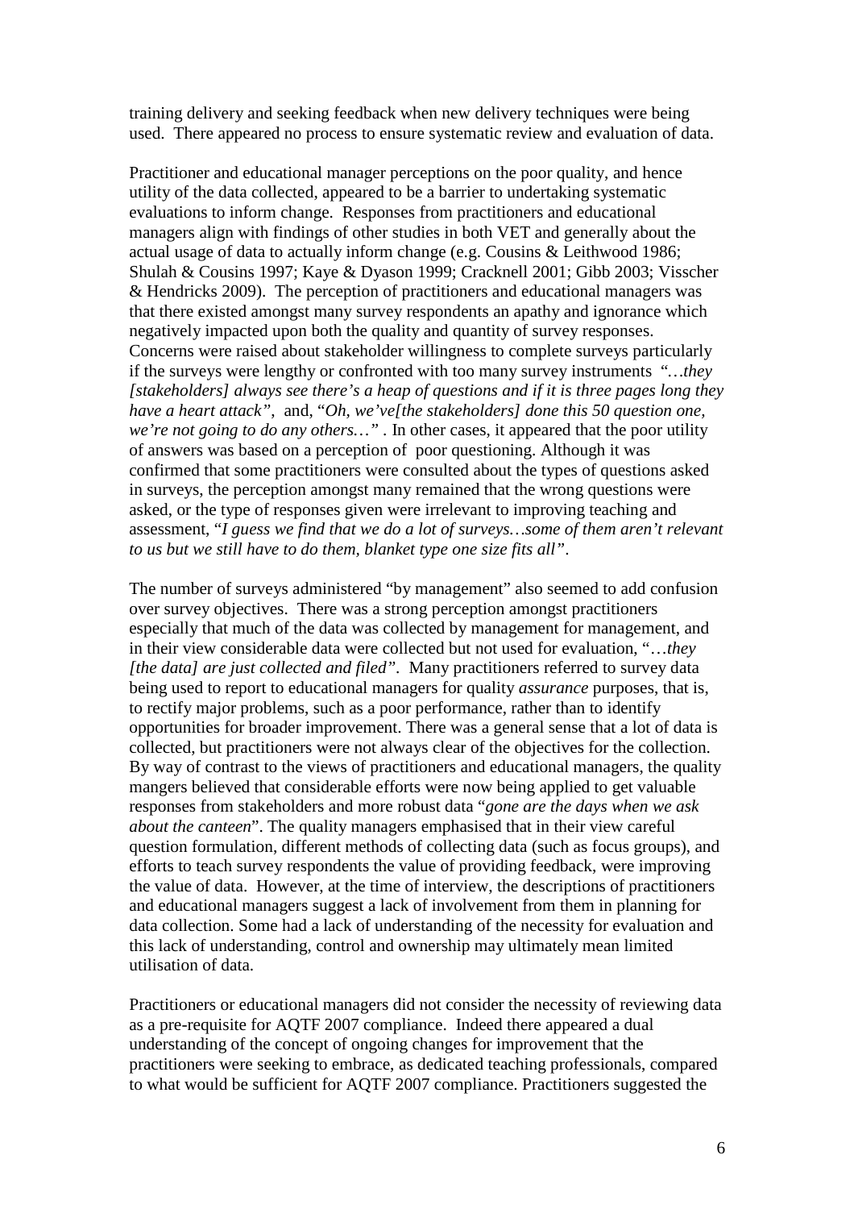training delivery and seeking feedback when new delivery techniques were being used. There appeared no process to ensure systematic review and evaluation of data.

Practitioner and educational manager perceptions on the poor quality, and hence utility of the data collected, appeared to be a barrier to undertaking systematic evaluations to inform change. Responses from practitioners and educational managers align with findings of other studies in both VET and generally about the actual usage of data to actually inform change (e.g. Cousins & Leithwood 1986; Shulah & Cousins 1997; Kaye & Dyason 1999; Cracknell 2001; Gibb 2003; Visscher & Hendricks 2009). The perception of practitioners and educational managers was that there existed amongst many survey respondents an apathy and ignorance which negatively impacted upon both the quality and quantity of survey responses. Concerns were raised about stakeholder willingness to complete surveys particularly if the surveys were lengthy or confronted with too many survey instruments "*…they [stakeholders] always see there's a heap of questions and if it is three pages long they have a heart attack"*, and, "*Oh, we've[the stakeholders] done this 50 question one, we're not going to do any others…*" . In other cases, it appeared that the poor utility of answers was based on a perception of poor questioning. Although it was confirmed that some practitioners were consulted about the types of questions asked in surveys, the perception amongst many remained that the wrong questions were asked, or the type of responses given were irrelevant to improving teaching and assessment, "*I guess we find that we do a lot of surveys…some of them aren't relevant to us but we still have to do them, blanket type one size fits all"*.

The number of surveys administered "by management" also seemed to add confusion over survey objectives. There was a strong perception amongst practitioners especially that much of the data was collected by management for management, and in their view considerable data were collected but not used for evaluation, "*…they [the data] are just collected and filed"*. Many practitioners referred to survey data being used to report to educational managers for quality *assurance* purposes, that is, to rectify major problems, such as a poor performance, rather than to identify opportunities for broader improvement. There was a general sense that a lot of data is collected, but practitioners were not always clear of the objectives for the collection. By way of contrast to the views of practitioners and educational managers, the quality mangers believed that considerable efforts were now being applied to get valuable responses from stakeholders and more robust data "*gone are the days when we ask about the canteen*". The quality managers emphasised that in their view careful question formulation, different methods of collecting data (such as focus groups), and efforts to teach survey respondents the value of providing feedback, were improving the value of data. However, at the time of interview, the descriptions of practitioners and educational managers suggest a lack of involvement from them in planning for data collection. Some had a lack of understanding of the necessity for evaluation and this lack of understanding, control and ownership may ultimately mean limited utilisation of data.

Practitioners or educational managers did not consider the necessity of reviewing data as a pre-requisite for AQTF 2007 compliance. Indeed there appeared a dual understanding of the concept of ongoing changes for improvement that the practitioners were seeking to embrace, as dedicated teaching professionals, compared to what would be sufficient for AQTF 2007 compliance. Practitioners suggested the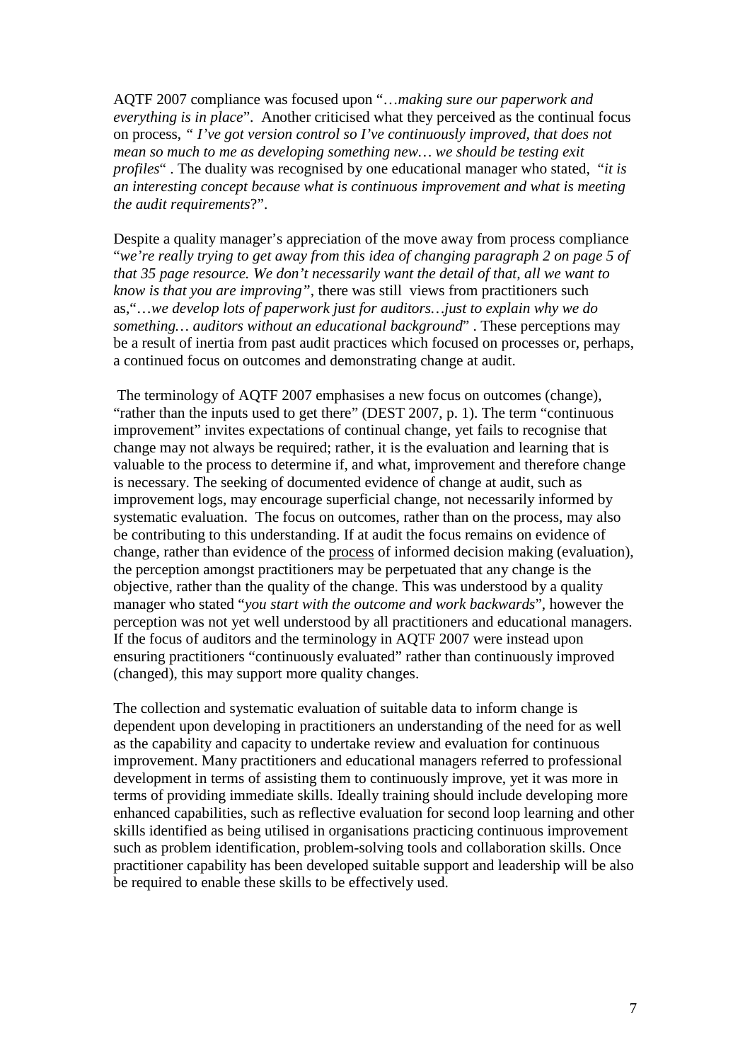AQTF 2007 compliance was focused upon "…*making sure our paperwork and everything is in place*". Another criticised what they perceived as the continual focus on process, " *I've got version control so I've continuously improved, that does not mean so much to me as developing something new… we should be testing exit profiles*" . The duality was recognised by one educational manager who stated, "*it is an interesting concept because what is continuous improvement and what is meeting the audit requirements*?".

Despite a quality manager's appreciation of the move away from process compliance "*we're really trying to get away from this idea of changing paragraph 2 on page 5 of that 35 page resource. We don't necessarily want the detail of that, all we want to know is that you are improving"*, there was still views from practitioners such as,"…*we develop lots of paperwork just for auditors…just to explain why we do something… auditors without an educational background*" . These perceptions may be a result of inertia from past audit practices which focused on processes or, perhaps, a continued focus on outcomes and demonstrating change at audit.

The terminology of AQTF 2007 emphasises a new focus on outcomes (change), "rather than the inputs used to get there" (DEST 2007, p. 1). The term "continuous improvement" invites expectations of continual change, yet fails to recognise that change may not always be required; rather, it is the evaluation and learning that is valuable to the process to determine if, and what, improvement and therefore change is necessary. The seeking of documented evidence of change at audit, such as improvement logs, may encourage superficial change, not necessarily informed by systematic evaluation. The focus on outcomes, rather than on the process, may also be contributing to this understanding. If at audit the focus remains on evidence of change, rather than evidence of the <u>process</u> of informed decision making (evaluation), the perception amongst practitioners may be perpetuated that any change is the objective, rather than the quality of the change. This was understood by a quality manager who stated "*you start with the outcome and work backwards*", however the perception was not yet well understood by all practitioners and educational managers. If the focus of auditors and the terminology in AQTF 2007 were instead upon ensuring practitioners "continuously evaluated" rather than continuously improved (changed), this may support more quality changes.

The collection and systematic evaluation of suitable data to inform change is dependent upon developing in practitioners an understanding of the need for as well as the capability and capacity to undertake review and evaluation for continuous improvement. Many practitioners and educational managers referred to professional development in terms of assisting them to continuously improve, yet it was more in terms of providing immediate skills. Ideally training should include developing more enhanced capabilities, such as reflective evaluation for second loop learning and other skills identified as being utilised in organisations practicing continuous improvement such as problem identification, problem-solving tools and collaboration skills. Once practitioner capability has been developed suitable support and leadership will be also be required to enable these skills to be effectively used.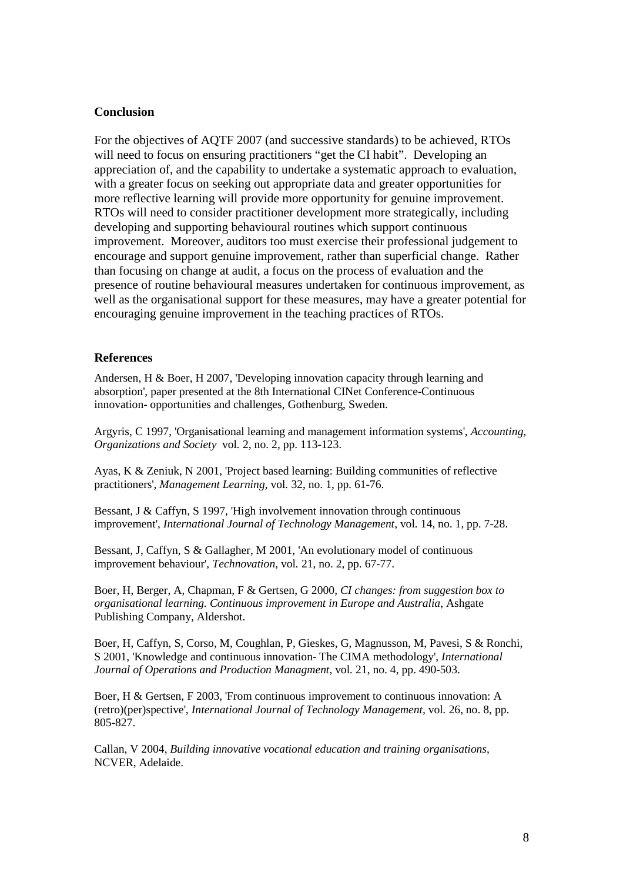## Conclusion

For the objectives of AQTF 2007 (and successive standards) to be achieved, RTOs will need to focus on ensuring practitioners "get the CI habit". Developing an appreciation of, and the capability to undertake a systematic approach to evaluation, with a greater focus on seeking out appropriate data and greater opportunities for more reflective learning will provide more opportunity for genuine improvement. RTOs will need to consider practitioner development more strategically, including developing and supporting behavioural routines which support continuous improvement. Moreover, auditors too must exercise their professional judgement to encourage and support genuine improvement, rather than superficial change. Rather than focusing on change at audit, a focus on the process of evaluation and the presence of routine behavioural measures undertaken for continuous improvement, as well as the organisational support for these measures, may have a greater potential for encouraging genuine improvement in the teaching practices of RTOs.

## References

Andersen, H & Boer, H 2007, 'Developing innovation capacity through learning and absorption', paper presented at the 8th International CINet Conference-Continuous innovation- opportunities and challenges, Gothenburg, Sweden.

Argyris, C 1997, 'Organisational learning and management information systems', *Accounting, Organizations and Society* vol. 2, no. 2, pp. 113-123.

Ayas, K & Zeniuk, N 2001, 'Project based learning: Building communities of reflective practitioners', *Management Learning*, vol. 32, no. 1, pp. 61-76.

Bessant, J & Caffyn, S 1997, 'High involvement innovation through continuous improvement', *International Journal of Technology Management*, vol. 14, no. 1, pp. 7-28.

Bessant, J, Caffyn, S & Gallagher, M 2001, 'An evolutionary model of continuous improvement behaviour', *Technovation*, vol. 21, no. 2, pp. 67-77.

Boer, H, Berger, A, Chapman, F & Gertsen, G 2000, *CI changes: from suggestion box to organisational learning. Continuous improvement in Europe and Australia*, Ashgate Publishing Company, Aldershot.

Boer, H, Caffyn, S, Corso, M, Coughlan, P, Gieskes, G, Magnusson, M, Pavesi, S & Ronchi, S 2001, 'Knowledge and continuous innovation- The CIMA methodology', *International Journal of Operations and Production Managment*, vol. 21, no. 4, pp. 490-503.

Boer, H & Gertsen, F 2003, 'From continuous improvement to continuous innovation: A (retro)(per)spective', *International Journal of Technology Management*, vol. 26, no. 8, pp. 805-827.

Callan, V 2004, *Building innovative vocational education and training organisations*, NCVER, Adelaide.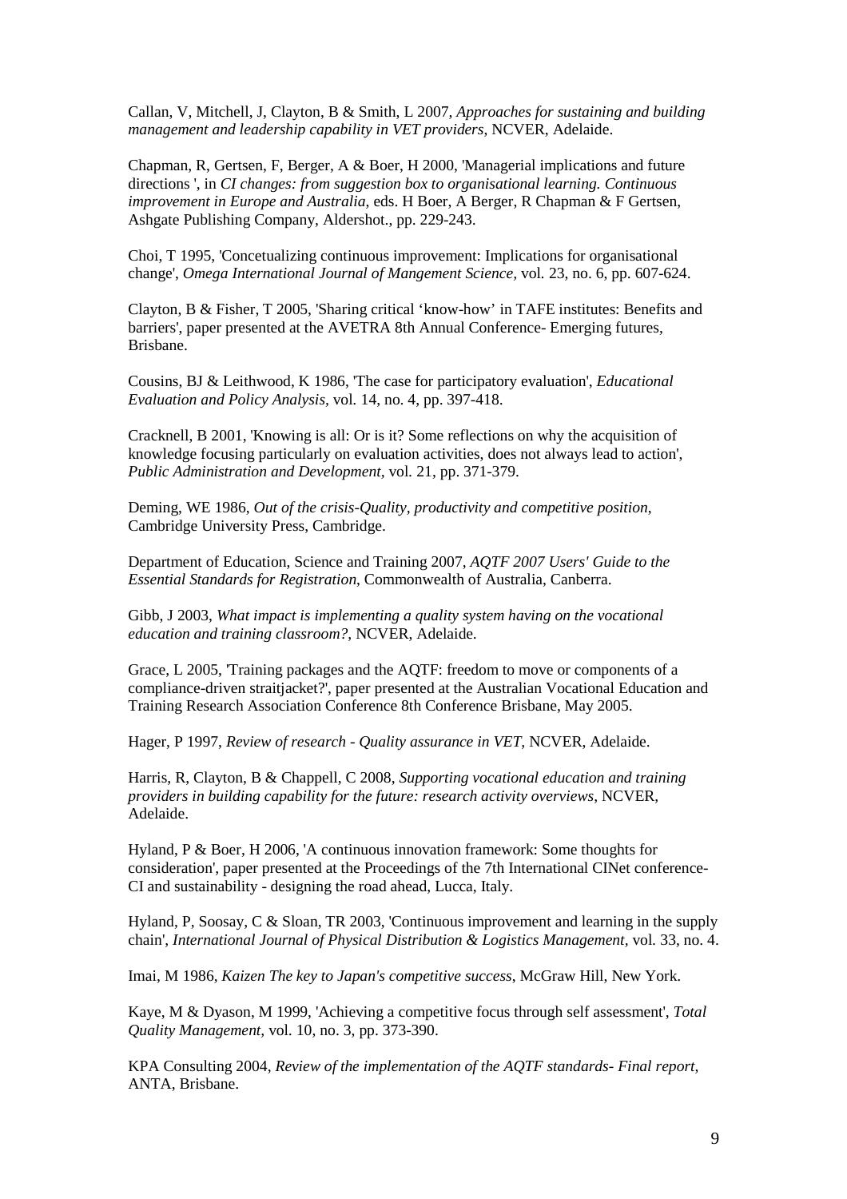Callan, V, Mitchell, J, Clayton, B & Smith, L 2007, *Approaches for sustaining and building management and leadership capability in VET providers*, NCVER, Adelaide.

Chapman, R, Gertsen, F, Berger, A & Boer, H 2000, 'Managerial implications and future directions ', in *CI changes: from suggestion box to organisational learning. Continuous improvement in Europe and Australia*, eds. H Boer, A Berger, R Chapman & F Gertsen, Ashgate Publishing Company, Aldershot., pp. 229-243.

Choi, T 1995, 'Concetualizing continuous improvement: Implications for organisational change', *Omega International Journal of Mangement Science,* vol. 23, no. 6, pp. 607-624.

Clayton, B & Fisher, T 2005, 'Sharing critical 'know-how' in TAFE institutes: Benefits and barriers', paper presented at the AVETRA 8th Annual Conference- Emerging futures, Brisbane.

Cousins, BJ & Leithwood, K 1986, 'The case for participatory evaluation', *Educational Evaluation and Policy Analysis,* vol. 14, no. 4, pp. 397-418.

Cracknell, B 2001, 'Knowing is all: Or is it? Some reflections on why the acquisition of knowledge focusing particularly on evaluation activities, does not always lead to action', *Public Administration and Development,* vol. 21, pp. 371-379.

Deming, WE 1986, *Out of the crisis-Quality, productivity and competitive position*, Cambridge University Press, Cambridge.

Department of Education, Science and Training 2007, *AQTF 2007 Users' Guide to the Essential Standards for Registration*, Commonwealth of Australia, Canberra.

Gibb, J 2003, *What impact is implementing a quality system having on the vocational education and training classroom?*, NCVER, Adelaide.

Grace, L 2005, 'Training packages and the AQTF: freedom to move or components of a compliance-driven straitjacket?', paper presented at the Australian Vocational Education and Training Research Association Conference 8th Conference Brisbane, May 2005.

Hager, P 1997, *Review of research - Quality assurance in VET*, NCVER, Adelaide.

Harris, R, Clayton, B & Chappell, C 2008, *Supporting vocational education and training providers in building capability for the future: research activity overviews*, NCVER, Adelaide.

Hyland, P & Boer, H 2006, 'A continuous innovation framework: Some thoughts for consideration', paper presented at the Proceedings of the 7th International CINet conference-CI and sustainability - designing the road ahead, Lucca, Italy.

Hyland, P, Soosay, C & Sloan, TR 2003, 'Continuous improvement and learning in the supply chain', *International Journal of Physical Distribution & Logistics Management,* vol. 33, no. 4.

Imai, M 1986, *Kaizen The key to Japan's competitive success*, McGraw Hill, New York.

Kaye, M & Dyason, M 1999, 'Achieving a competitive focus through self assessment', *Total Quality Management,* vol. 10, no. 3, pp. 373-390.

KPA Consulting 2004, *Review of the implementation of the AQTF standards- Final report*, ANTA, Brisbane.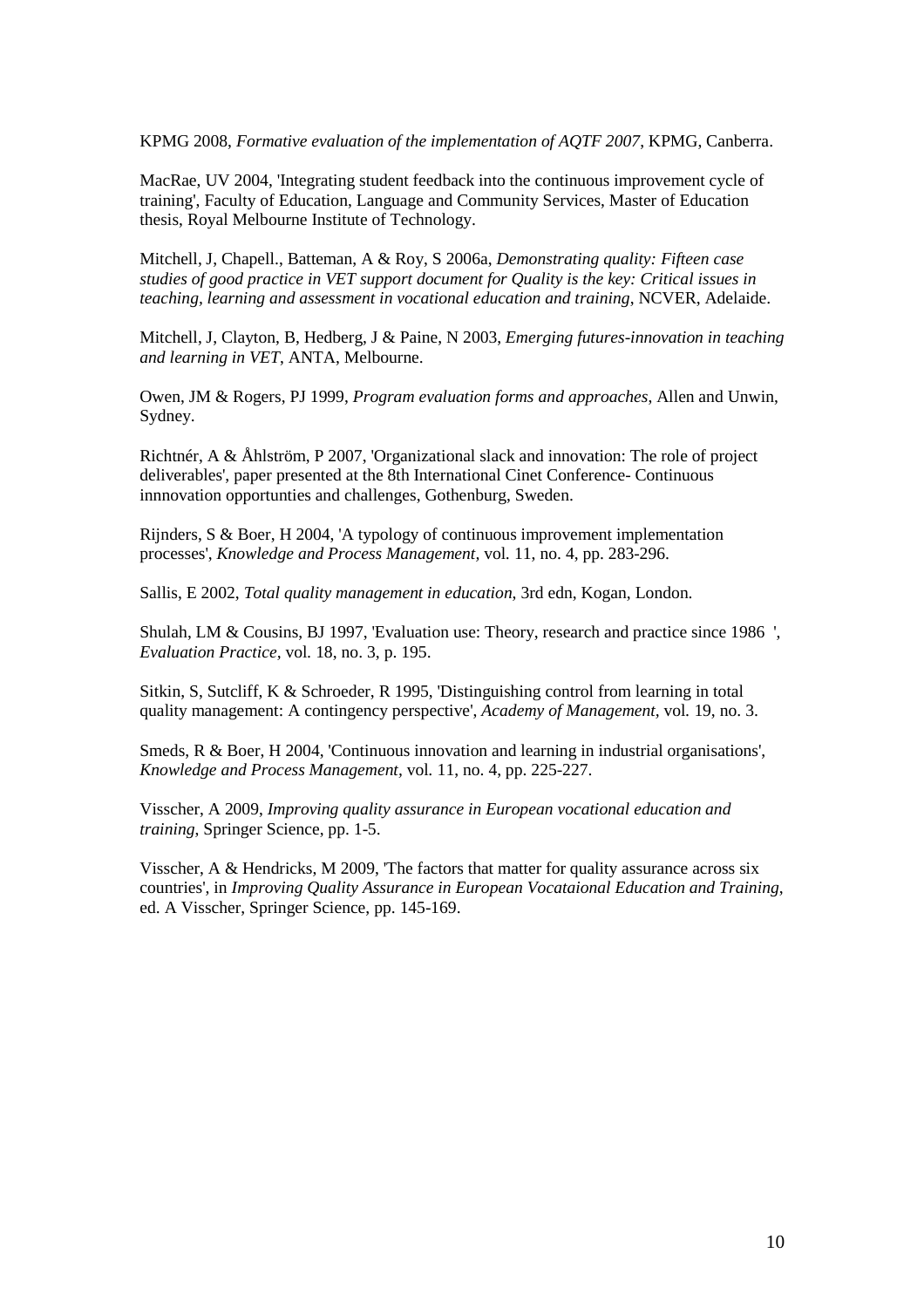KPMG 2008, *Formative evaluation of the implementation of AQTF 2007*, KPMG, Canberra.

MacRae, UV 2004, 'Integrating student feedback into the continuous improvement cycle of training', Faculty of Education, Language and Community Services, Master of Education thesis, Royal Melbourne Institute of Technology.

Mitchell, J, Chapell., Batteman, A & Roy, S 2006a, *Demonstrating quality: Fifteen case studies of good practice in VET support document for Quality is the key: Critical issues in teaching, learning and assessment in vocational education and training*, NCVER, Adelaide.

Mitchell, J, Clayton, B, Hedberg, J & Paine, N 2003, *Emerging futures-innovation in teaching and learning in VET*, ANTA, Melbourne.

Owen, JM & Rogers, PJ 1999, *Program evaluation forms and approaches*, Allen and Unwin, Sydney.

Richtnér, A & Åhlström, P 2007, 'Organizational slack and innovation: The role of project deliverables', paper presented at the 8th International Cinet Conference- Continuous innnovation opportunties and challenges, Gothenburg, Sweden.

Rijnders, S & Boer, H 2004, 'A typology of continuous improvement implementation processes', *Knowledge and Process Management*, vol. 11, no. 4, pp. 283-296.

Sallis, E 2002, *Total quality management in education*, 3rd edn, Kogan, London.

Shulah, LM & Cousins, BJ 1997, 'Evaluation use: Theory, research and practice since 1986 ', *Evaluation Practice*, vol. 18, no. 3, p. 195.

Sitkin, S, Sutcliff, K & Schroeder, R 1995, 'Distinguishing control from learning in total quality management: A contingency perspective', *Academy of Management*, vol. 19, no. 3.

Smeds, R & Boer, H 2004, 'Continuous innovation and learning in industrial organisations', *Knowledge and Process Management*, vol. 11, no. 4, pp. 225-227.

Visscher, A 2009, *Improving quality assurance in European vocational education and training*, Springer Science, pp. 1-5.

Visscher, A & Hendricks, M 2009, 'The factors that matter for quality assurance across six countries', in *Improving Quality Assurance in European Vocataional Education and Training*, ed. A Visscher, Springer Science, pp. 145-169.